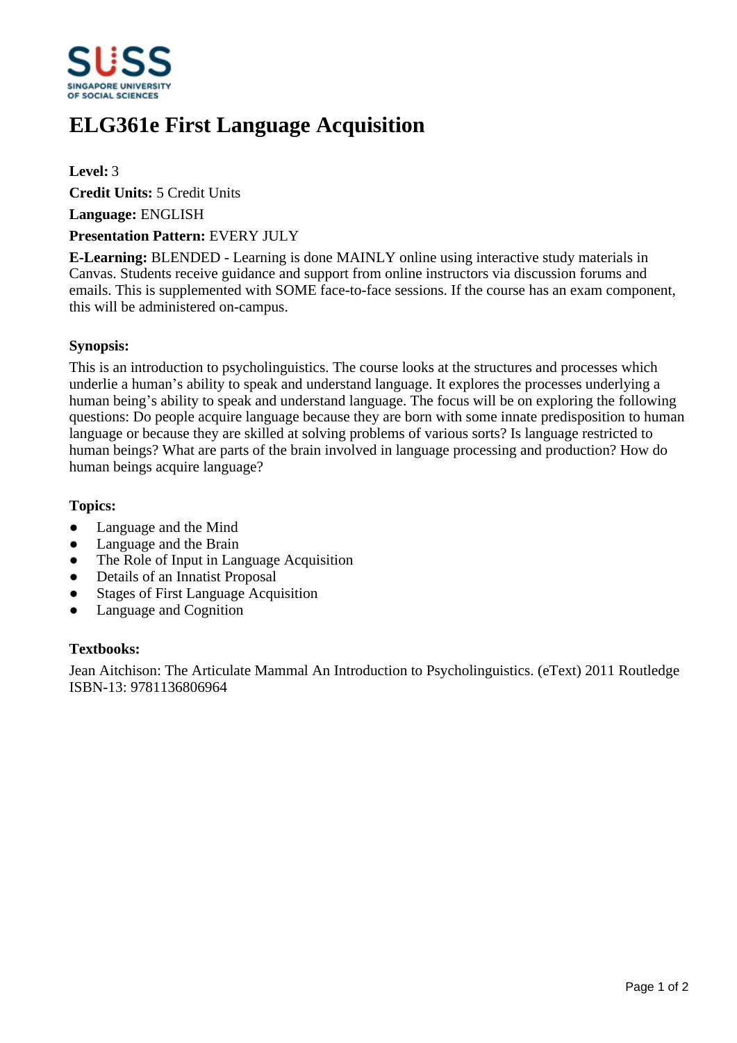# ELG361e First Language Acquisition

**Level:** 3

**Credit Units:** 5 Credit Units

**Language:** ENGLISH

**Presentation Pattern:** EVERY JULY

**E-Learning:** BLENDED - Learning is done MAINLY online using interactive study materials in Canvas. Students receive guidance and support from online instructors via discussion forums and emails. This is supplemented with SOME face-to-face sessions. If the course has an exam component, this will be administered on-campus.

### Synopsis:

This is an introduction to psycholinguistics. The course looks at the structures and processes which underlie a human's ability to speak and understand language. It explores the processes underlying a human being's ability to speak and understand language. The focus will be on exploring the following questions: Do people acquire language because they are born with some innate predisposition to human language or because they are skilled at solving problems of various sorts? Is language restricted to human beings? What are parts of the brain involved in language processing and production? How do human beings acquire language?

### Topics:

- Language and the Mind
- Language and the Brain
- The Role of Input in Language Acquisition
- Details of an Innatist Proposal
- Stages of First Language Acquisition
- Language and Cognition

### Textbooks:

Jean Aitchison: The Articulate Mammal An Introduction to Psycholinguistics. (eText) 2011 Routledge ISBN-13: 9781136806964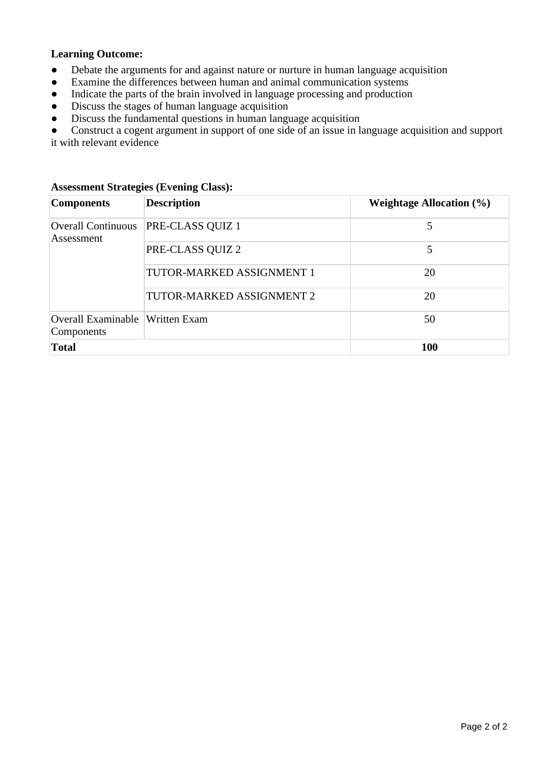**Learning Outcome:**

- Debate the arguments for and against nature or nurture in human language acquisition
- Examine the differences between human and animal communication systems
- Indicate the parts of the brain involved in language processing and production
- Discuss the stages of human language acquisition
- Discuss the fundamental questions in human language acquisition
- Construct a cogent argument in support of one side of an issue in language acquisition and support it with relevant evidence

**Assessment Strategies (Evening Class):**

| **Components** | **Description** | **Weightage Allocation (%)** |
|---|---|---|
| Overall Continuous Assessment | PRE-CLASS QUIZ 1 | 5 |
| | PRE-CLASS QUIZ 2 | 5 |
| | TUTOR-MARKED ASSIGNMENT 1 | 20 |
| | TUTOR-MARKED ASSIGNMENT 2 | 20 |
| Overall Examinable Components | Written Exam | 50 |
| **Total** | | **100** |